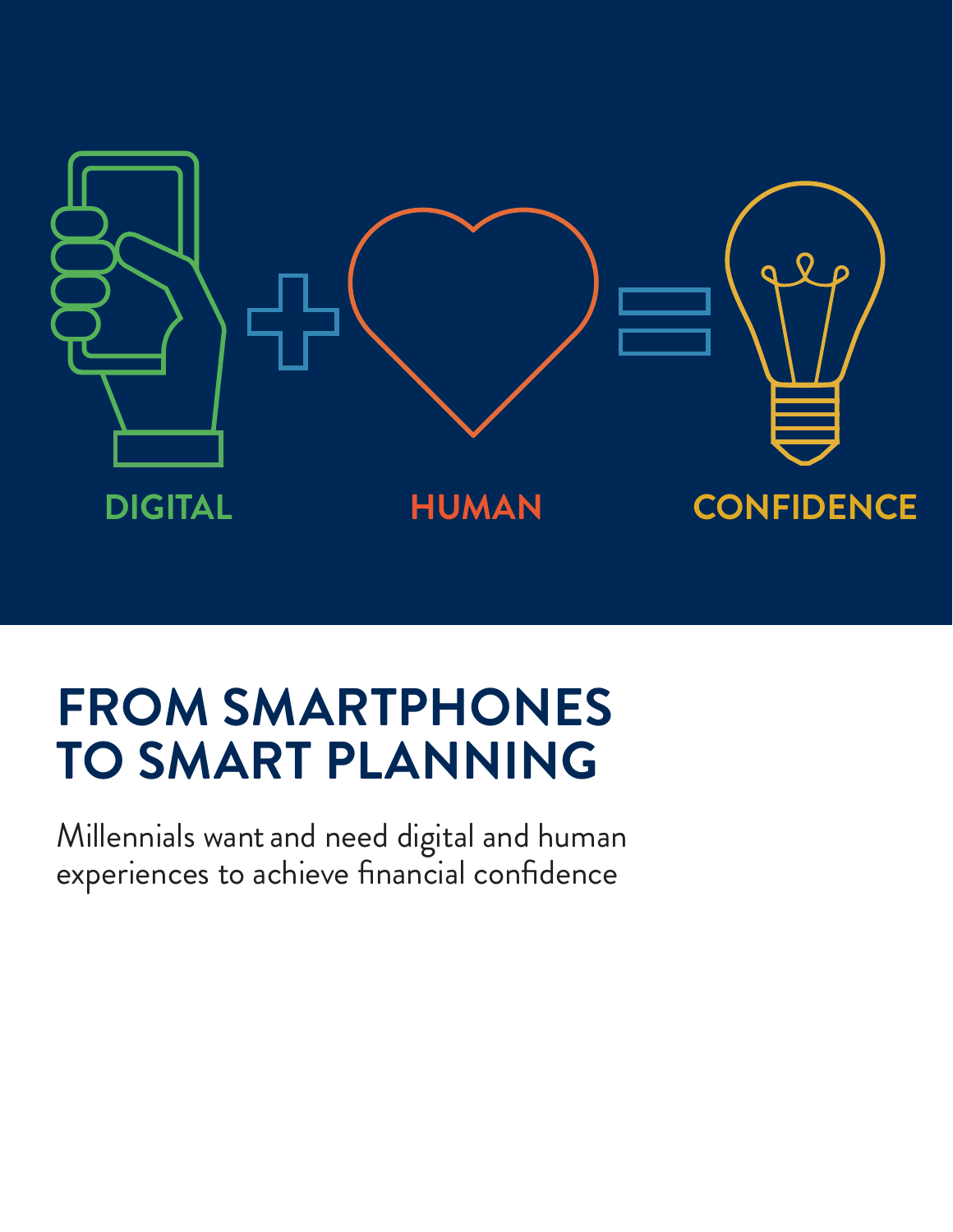DIGITAL HUMAN CONFIDENCE

# FROM SMARTPHONES TO SMART PLANNING

Millennials want and need digital and human experiences to achieve financial confidence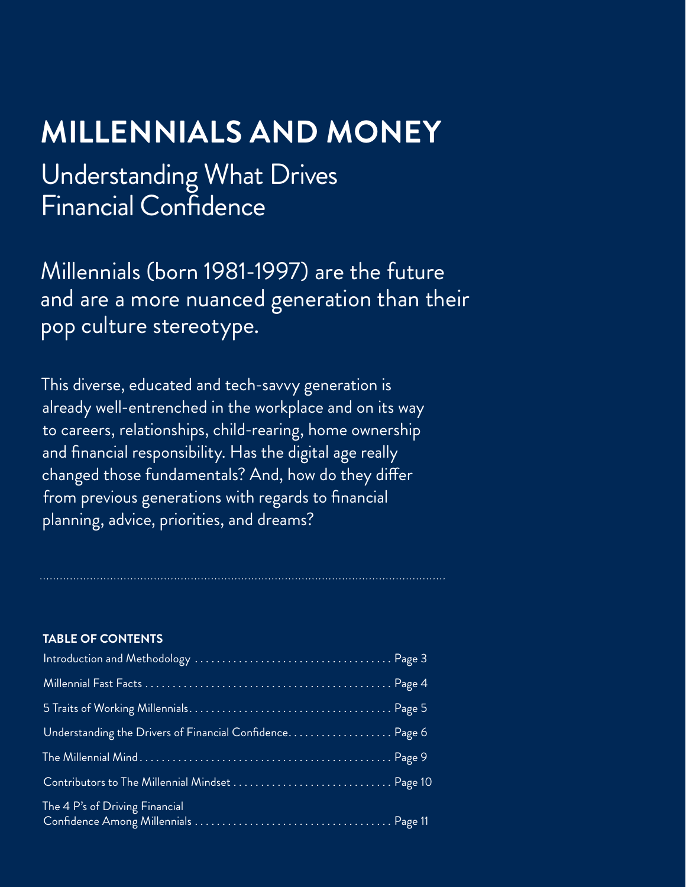# MILLENNIALS AND MONEY

## Understanding What Drives Financial Confidence

Millennials (born 1981-1997) are the future and are a more nuanced generation than their pop culture stereotype.

This diverse, educated and tech-savvy generation is already well-entrenched in the workplace and on its way to careers, relationships, child-rearing, home ownership and financial responsibility. Has the digital age really changed those fundamentals? And, how do they differ from previous generations with regards to financial planning, advice, priorities, and dreams?

**TABLE OF CONTENTS**

| | |
|---|---|
| Introduction and Methodology | Page 3 |
| Millennial Fast Facts | Page 4 |
| 5 Traits of Working Millennials | Page 5 |
| Understanding the Drivers of Financial Confidence | Page 6 |
| The Millennial Mind | Page 9 |
| Contributors to The Millennial Mindset | Page 10 |
| The 4 P's of Driving Financial Confidence Among Millennials | Page 11 |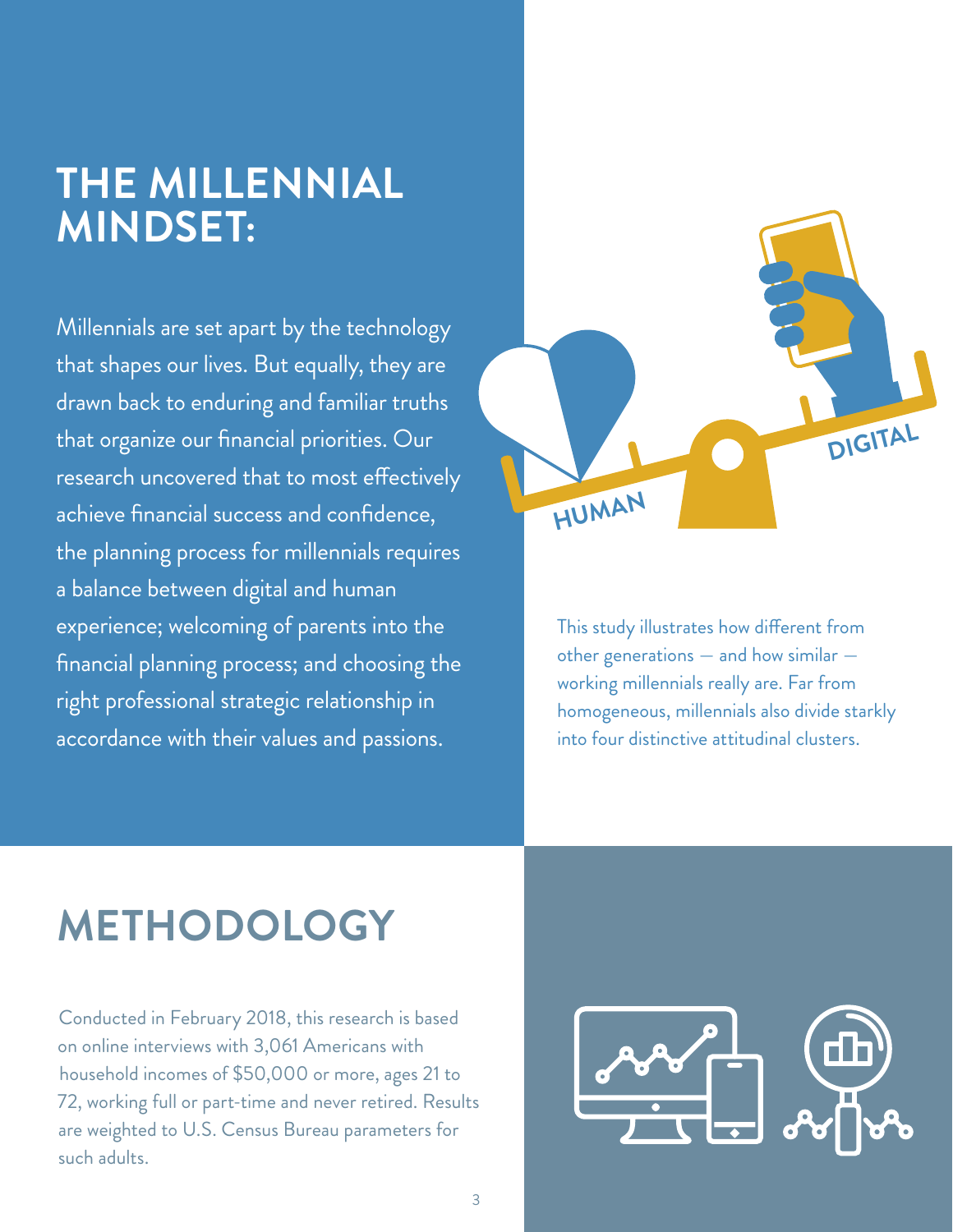# THE MILLENNIAL MINDSET:

Millennials are set apart by the technology that shapes our lives. But equally, they are drawn back to enduring and familiar truths that organize our financial priorities. Our research uncovered that to most effectively achieve financial success and confidence, the planning process for millennials requires a balance between digital and human experience; welcoming of parents into the financial planning process; and choosing the right professional strategic relationship in accordance with their values and passions.

This study illustrates how different from other generations — and how similar — working millennials really are. Far from homogeneous, millennials also divide starkly into four distinctive attitudinal clusters.

# METHODOLOGY

Conducted in February 2018, this research is based on online interviews with 3,061 Americans with household incomes of $50,000 or more, ages 21 to 72, working full or part-time and never retired. Results are weighted to U.S. Census Bureau parameters for such adults.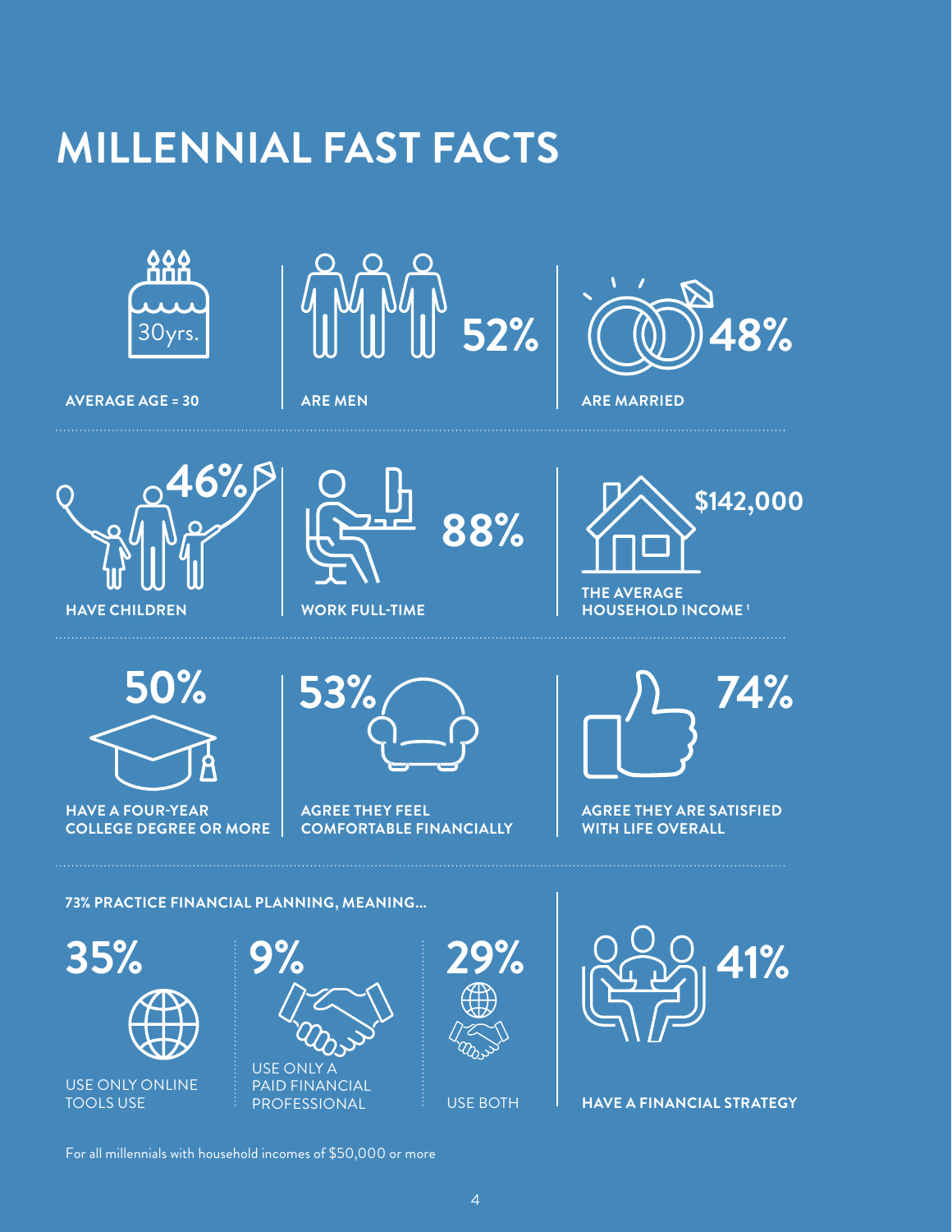# MILLENNIAL FAST FACTS

30yrs.

**AVERAGE AGE = 30**

**52%**

**ARE MEN**

**48%**

**ARE MARRIED**

**46%**

**HAVE CHILDREN**

**88%**

**WORK FULL-TIME**

**$142,000**

**THE AVERAGE HOUSEHOLD INCOME** [1]

**50%**

**HAVE A FOUR-YEAR COLLEGE DEGREE OR MORE**

**53%**

**AGREE THEY FEEL COMFORTABLE FINANCIALLY**

**74%**

**AGREE THEY ARE SATISFIED WITH LIFE OVERALL**

**73% PRACTICE FINANCIAL PLANNING, MEANING...**

**35%**

USE ONLY ONLINE TOOLS USE

**9%**

USE ONLY A PAID FINANCIAL PROFESSIONAL

**29%**

USE BOTH

**41%**

**HAVE A FINANCIAL STRATEGY**

For all millennials with household incomes of $50,000 or more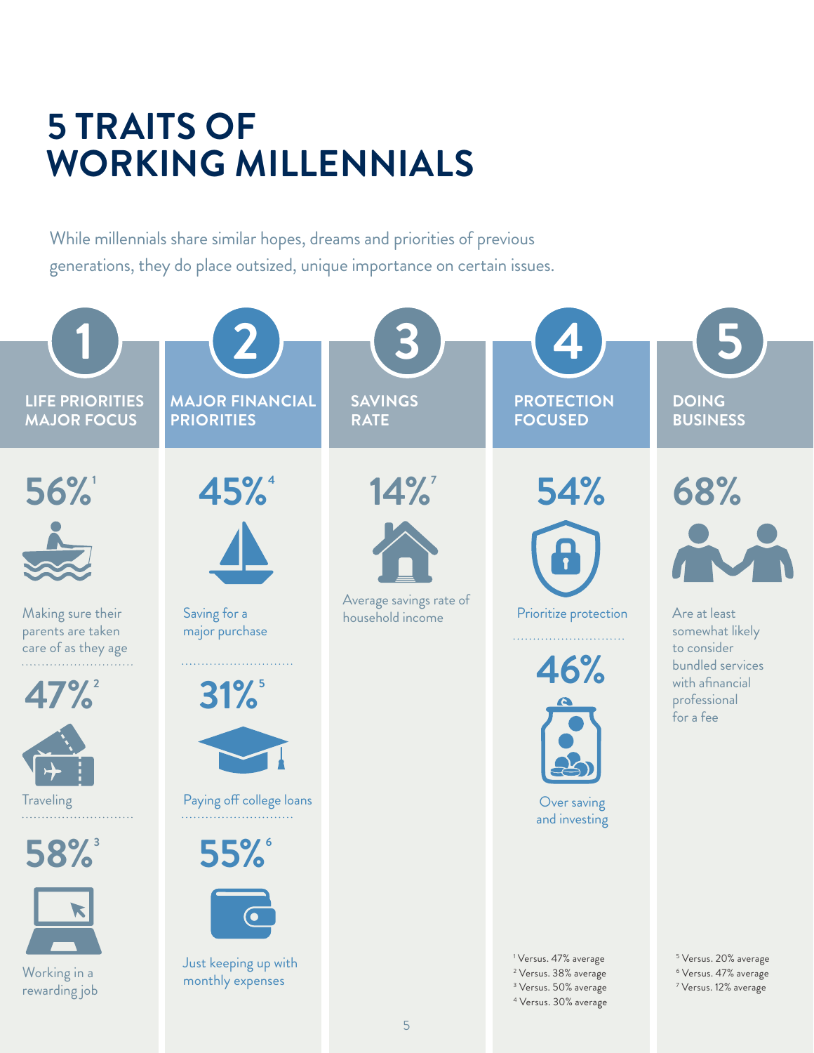# 5 TRAITS OF WORKING MILLENNIALS

While millennials share similar hopes, dreams and priorities of previous generations, they do place outsized, unique importance on certain issues.

## 1 LIFE PRIORITIES MAJOR FOCUS

**56%**[1]

Making sure their parents are taken care of as they age

**47%**[2]

Traveling

**58%**[3]

Working in a rewarding job

## 2 MAJOR FINANCIAL PRIORITIES

**45%**[4]

Saving for a major purchase

**31%**[5]

Paying off college loans

**55%**[6]

Just keeping up with monthly expenses

## 3 SAVINGS RATE

**14%**[7]

Average savings rate of household income

## 4 PROTECTION FOCUSED

**54%**

Prioritize protection

**46%**

Over saving and investing

## 5 DOING BUSINESS

**68%**

Are at least somewhat likely to consider bundled services with afinancial professional for a fee

[1] Versus. 47% average
[2] Versus. 38% average
[3] Versus. 50% average
[4] Versus. 30% average
[5] Versus. 20% average
[6] Versus. 47% average
[7] Versus. 12% average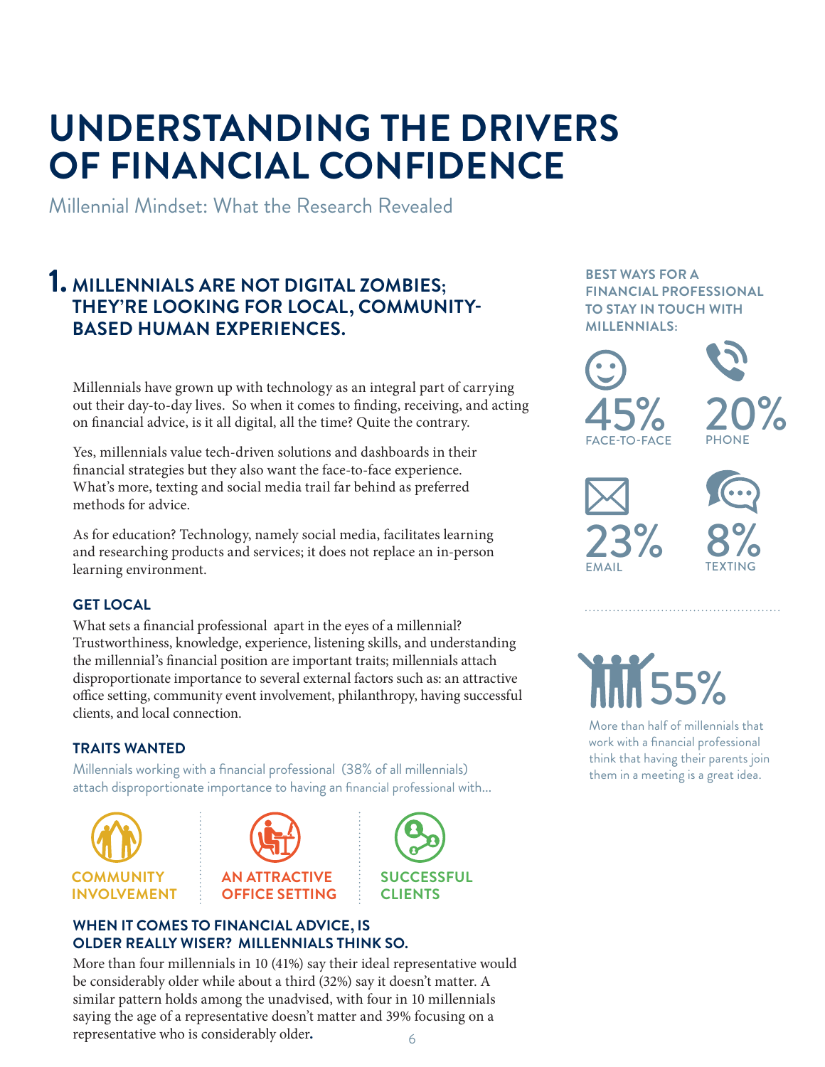# UNDERSTANDING THE DRIVERS OF FINANCIAL CONFIDENCE

Millennial Mindset: What the Research Revealed

## 1. MILLENNIALS ARE NOT DIGITAL ZOMBIES; THEY'RE LOOKING FOR LOCAL, COMMUNITY-BASED HUMAN EXPERIENCES.

Millennials have grown up with technology as an integral part of carrying out their day-to-day lives. So when it comes to finding, receiving, and acting on financial advice, is it all digital, all the time? Quite the contrary.

Yes, millennials value tech-driven solutions and dashboards in their financial strategies but they also want the face-to-face experience. What's more, texting and social media trail far behind as preferred methods for advice.

As for education? Technology, namely social media, facilitates learning and researching products and services; it does not replace an in-person learning environment.

### GET LOCAL

What sets a financial professional apart in the eyes of a millennial? Trustworthiness, knowledge, experience, listening skills, and understanding the millennial's financial position are important traits; millennials attach disproportionate importance to several external factors such as: an attractive office setting, community event involvement, philanthropy, having successful clients, and local connection.

### TRAITS WANTED

Millennials working with a financial professional (38% of all millennials) attach disproportionate importance to having an financial professional with...

- COMMUNITY INVOLVEMENT
- AN ATTRACTIVE OFFICE SETTING
- SUCCESSFUL CLIENTS

### WHEN IT COMES TO FINANCIAL ADVICE, IS OLDER REALLY WISER? MILLENNIALS THINK SO.

More than four millennials in 10 (41%) say their ideal representative would be considerably older while about a third (32%) say it doesn't matter. A similar pattern holds among the unadvised, with four in 10 millennials saying the age of a representative doesn't matter and 39% focusing on a representative who is considerably older**.**

### BEST WAYS FOR A FINANCIAL PROFESSIONAL TO STAY IN TOUCH WITH MILLENNIALS:

- 45% FACE-TO-FACE
- 20% PHONE
- 23% EMAIL
- 8% TEXTING

55%

More than half of millennials that work with a financial professional think that having their parents join them in a meeting is a great idea.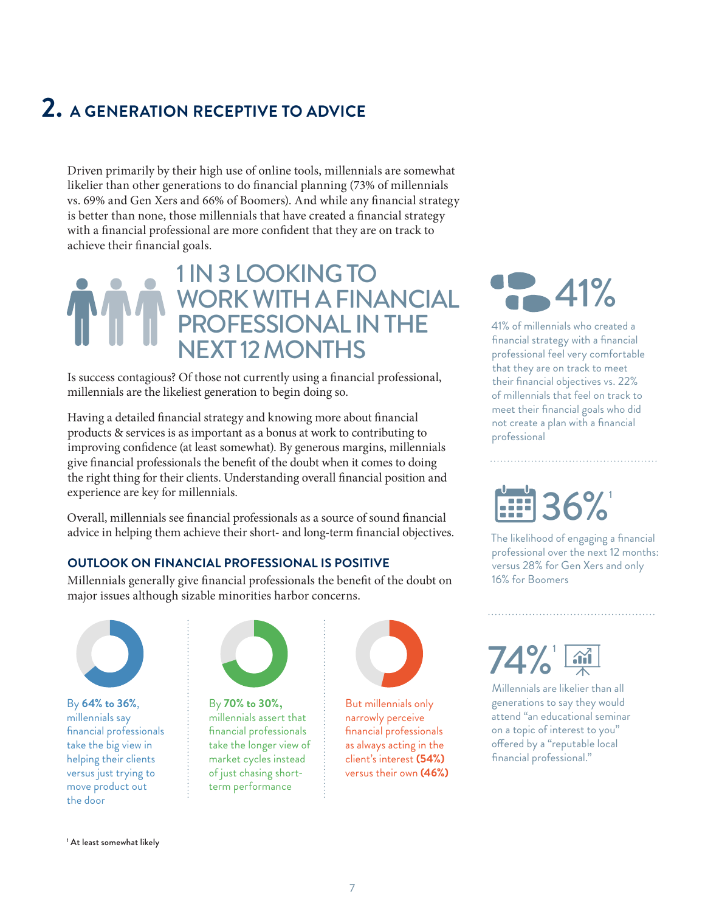## 2. A GENERATION RECEPTIVE TO ADVICE

Driven primarily by their high use of online tools, millennials are somewhat likelier than other generations to do financial planning (73% of millennials vs. 69% and Gen Xers and 66% of Boomers). And while any financial strategy is better than none, those millennials that have created a financial strategy with a financial professional are more confident that they are on track to achieve their financial goals.

### 1 IN 3 LOOKING TO WORK WITH A FINANCIAL PROFESSIONAL IN THE NEXT 12 MONTHS

Is success contagious? Of those not currently using a financial professional, millennials are the likeliest generation to begin doing so.

Having a detailed financial strategy and knowing more about financial products & services is as important as a bonus at work to contributing to improving confidence (at least somewhat). By generous margins, millennials give financial professionals the benefit of the doubt when it comes to doing the right thing for their clients. Understanding overall financial position and experience are key for millennials.

Overall, millennials see financial professionals as a source of sound financial advice in helping them achieve their short- and long-term financial objectives.

### OUTLOOK ON FINANCIAL PROFESSIONAL IS POSITIVE

Millennials generally give financial professionals the benefit of the doubt on major issues although sizable minorities harbor concerns.

By **64% to 36%**, millennials say financial professionals take the big view in helping their clients versus just trying to move product out the door

By **70% to 30%**, millennials assert that financial professionals take the longer view of market cycles instead of just chasing short-term performance

But millennials only narrowly perceive financial professionals as always acting in the client's interest **(54%)** versus their own **(46%)**

**41%**

41% of millennials who created a financial strategy with a financial professional feel very comfortable that they are on track to meet their financial objectives vs. 22% of millennials that feel on track to meet their financial goals who did not create a plan with a financial professional

**36%**[1]

The likelihood of engaging a financial professional over the next 12 months: versus 28% for Gen Xers and only 16% for Boomers

**74%**[1]

Millennials are likelier than all generations to say they would attend "an educational seminar on a topic of interest to you" offered by a "reputable local financial professional."

[1] At least somewhat likely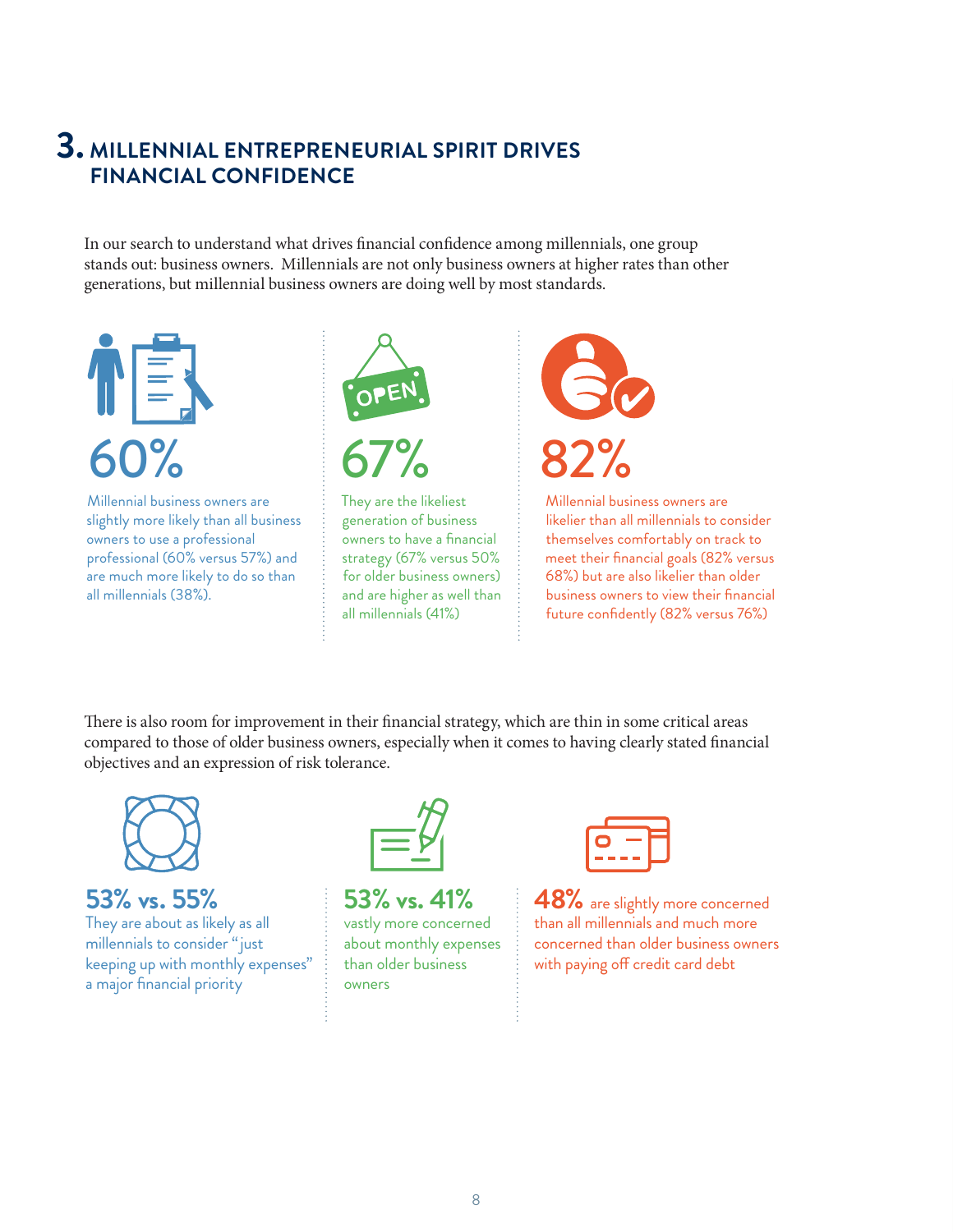## 3. MILLENNIAL ENTREPRENEURIAL SPIRIT DRIVES FINANCIAL CONFIDENCE

In our search to understand what drives financial confidence among millennials, one group stands out: business owners. Millennials are not only business owners at higher rates than other generations, but millennial business owners are doing well by most standards.

**60%**

Millennial business owners are slightly more likely than all business owners to use a professional professional (60% versus 57%) and are much more likely to do so than all millennials (38%).

**67%**

They are the likeliest generation of business owners to have a financial strategy (67% versus 50% for older business owners) and are higher as well than all millennials (41%)

**82%**

Millennial business owners are likelier than all millennials to consider themselves comfortably on track to meet their financial goals (82% versus 68%) but are also likelier than older business owners to view their financial future confidently (82% versus 76%)

There is also room for improvement in their financial strategy, which are thin in some critical areas compared to those of older business owners, especially when it comes to having clearly stated financial objectives and an expression of risk tolerance.

**53% vs. 55%**

They are about as likely as all millennials to consider "just keeping up with monthly expenses" a major financial priority

**53% vs. 41%**

vastly more concerned about monthly expenses than older business owners

**48%** are slightly more concerned than all millennials and much more concerned than older business owners with paying off credit card debt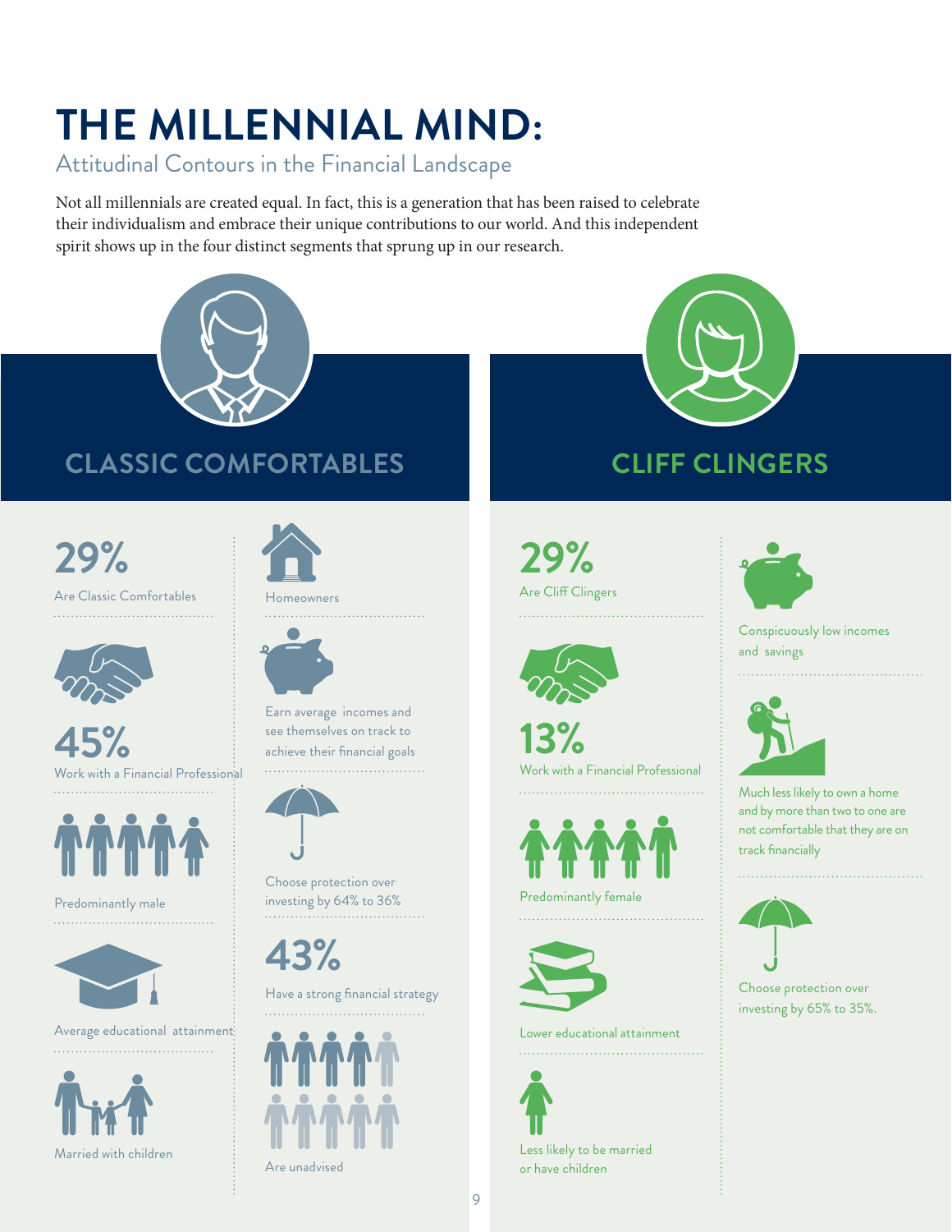# THE MILLENNIAL MIND:

## Attitudinal Contours in the Financial Landscape

Not all millennials are created equal. In fact, this is a generation that has been raised to celebrate their individualism and embrace their unique contributions to our world. And this independent spirit shows up in the four distinct segments that sprung up in our research.

## CLASSIC COMFORTABLES

**29%**
Are Classic Comfortables

**45%**
Work with a Financial Professional

Predominantly male

Average educational attainment

Married with children

Homeowners

Earn average incomes and see themselves on track to achieve their financial goals

Choose protection over investing by 64% to 36%

**43%**
Have a strong financial strategy

Are unadvised

## CLIFF CLINGERS

**29%**
Are Cliff Clingers

**13%**
Work with a Financial Professional

Predominantly female

Lower educational attainment

Less likely to be married or have children

Conspicuously low incomes and savings

Much less likely to own a home and by more than two to one are not comfortable that they are on track financially

Choose protection over investing by 65% to 35%.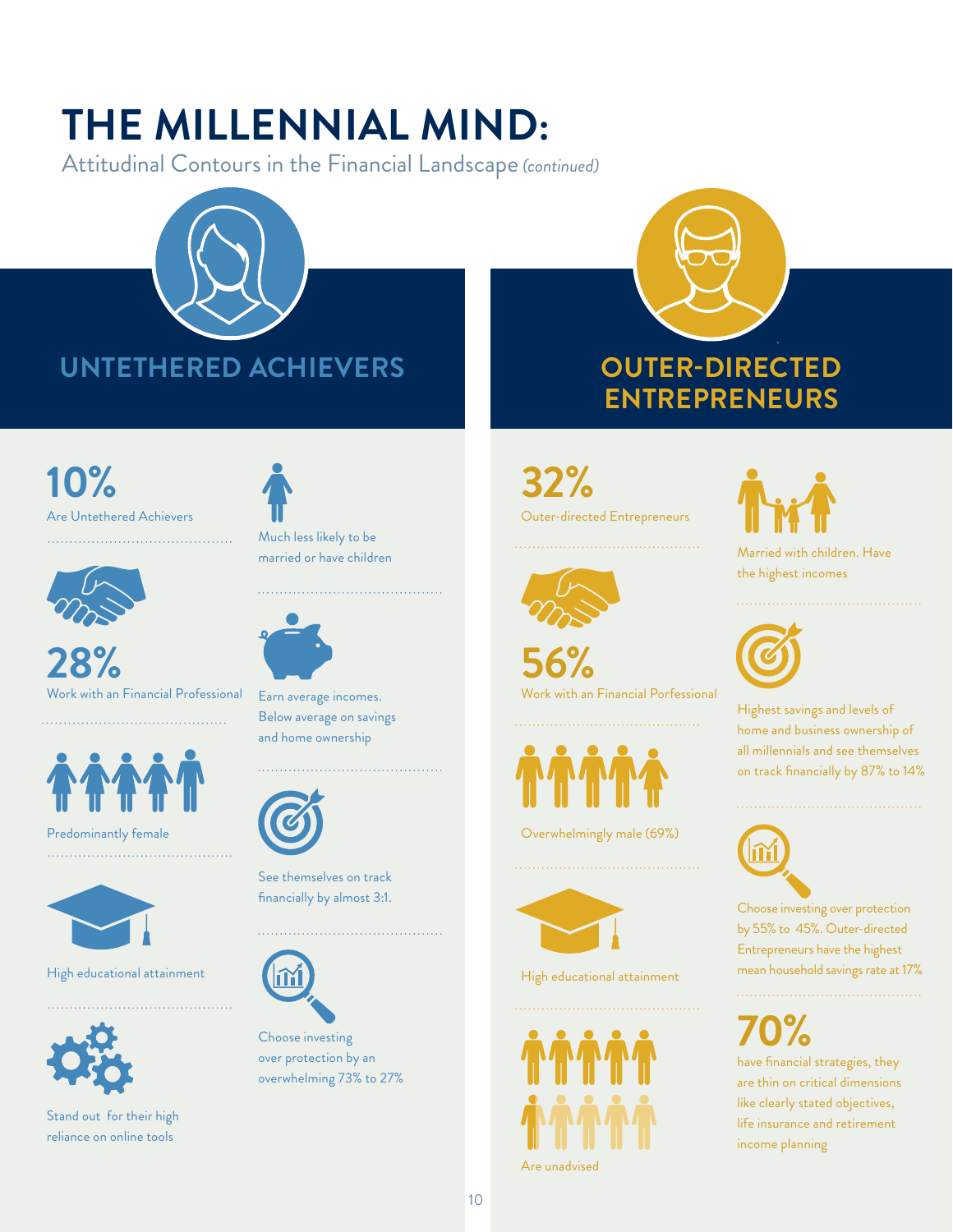# THE MILLENNIAL MIND:

Attitudinal Contours in the Financial Landscape *(continued)*

## UNTETHERED ACHIEVERS

**10%**
Are Untethered Achievers

**28%**
Work with an Financial Professional

Predominantly female

High educational attainment

Stand out for their high reliance on online tools

Much less likely to be married or have children

Earn average incomes. Below average on savings and home ownership

See themselves on track financially by almost 3:1.

Choose investing over protection by an overwhelming 73% to 27%

## OUTER-DIRECTED ENTREPRENEURS

**32%**
Outer-directed Entrepreneurs

**56%**
Work with an Financial Porfessional

Overwhelmingly male (69%)

High educational attainment

Are unadvised

Married with children. Have the highest incomes

Highest savings and levels of home and business ownership of all millennials and see themselves on track financially by 87% to 14%

Choose investing over protection by 55% to 45%. Outer-directed Entrepreneurs have the highest mean household savings rate at 17%

**70%**
have financial strategies, they are thin on critical dimensions like clearly stated objectives, life insurance and retirement income planning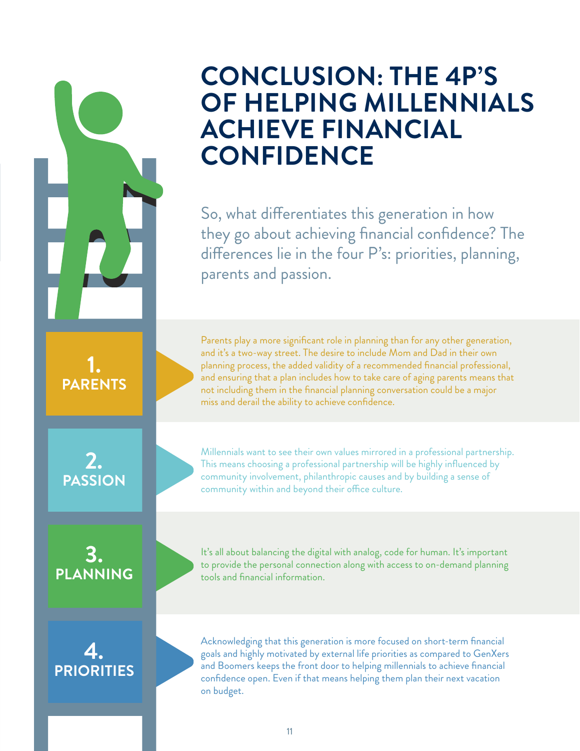# CONCLUSION: THE 4P'S OF HELPING MILLENNIALS ACHIEVE FINANCIAL CONFIDENCE

So, what differentiates this generation in how they go about achieving financial confidence? The differences lie in the four P's: priorities, planning, parents and passion.

## 1. PARENTS

Parents play a more significant role in planning than for any other generation, and it's a two-way street. The desire to include Mom and Dad in their own planning process, the added validity of a recommended financial professional, and ensuring that a plan includes how to take care of aging parents means that not including them in the financial planning conversation could be a major miss and derail the ability to achieve confidence.

## 2. PASSION

Millennials want to see their own values mirrored in a professional partnership. This means choosing a professional partnership will be highly influenced by community involvement, philanthropic causes and by building a sense of community within and beyond their office culture.

## 3. PLANNING

It's all about balancing the digital with analog, code for human. It's important to provide the personal connection along with access to on-demand planning tools and financial information.

## 4. PRIORITIES

Acknowledging that this generation is more focused on short-term financial goals and highly motivated by external life priorities as compared to GenXers and Boomers keeps the front door to helping millennials to achieve financial confidence open. Even if that means helping them plan their next vacation on budget.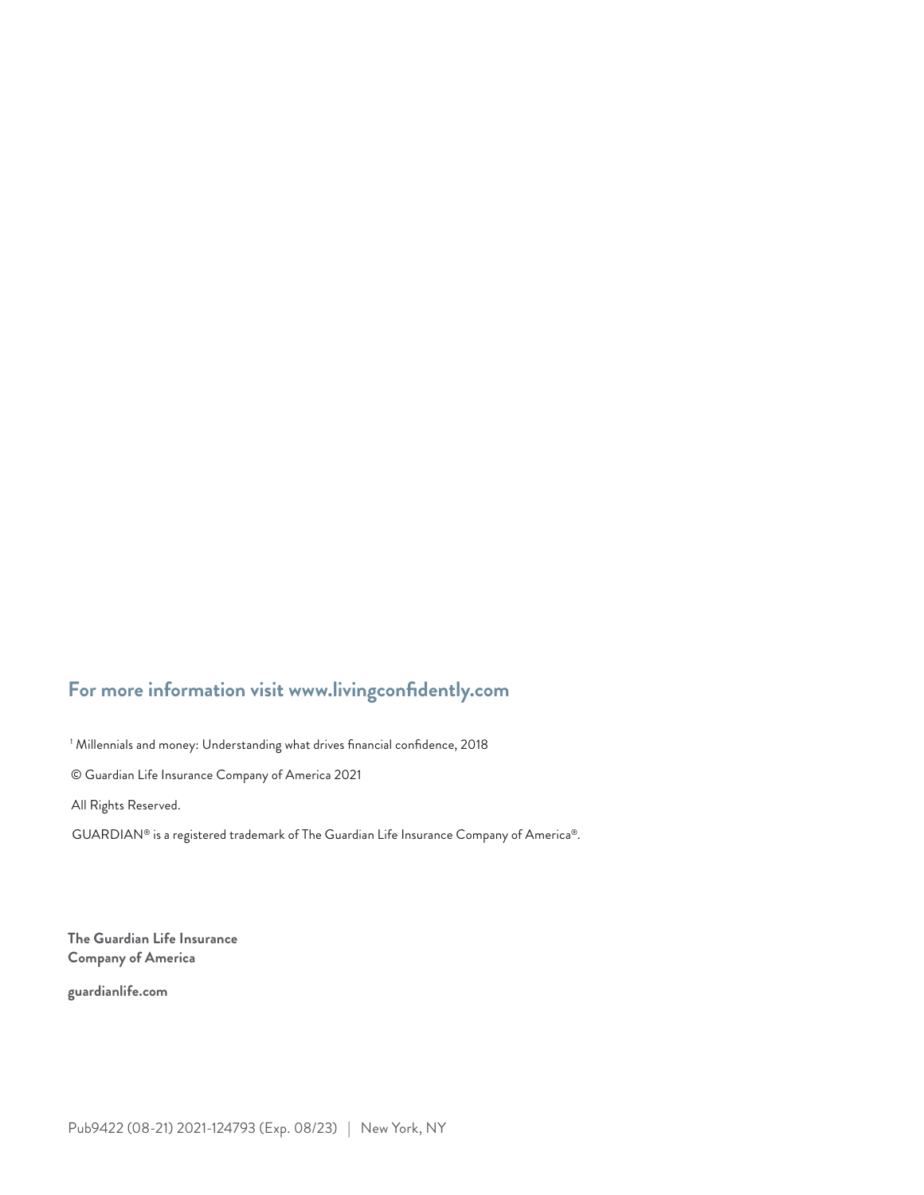## For more information visit www.livingconfidently.com

[1] Millennials and money: Understanding what drives financial confidence, 2018

© Guardian Life Insurance Company of America 2021

All Rights Reserved.

GUARDIAN® is a registered trademark of The Guardian Life Insurance Company of America®.

**The Guardian Life Insurance Company of America**

**guardianlife.com**

Pub9422 (08-21) 2021-124793 (Exp. 08/23) | New York, NY